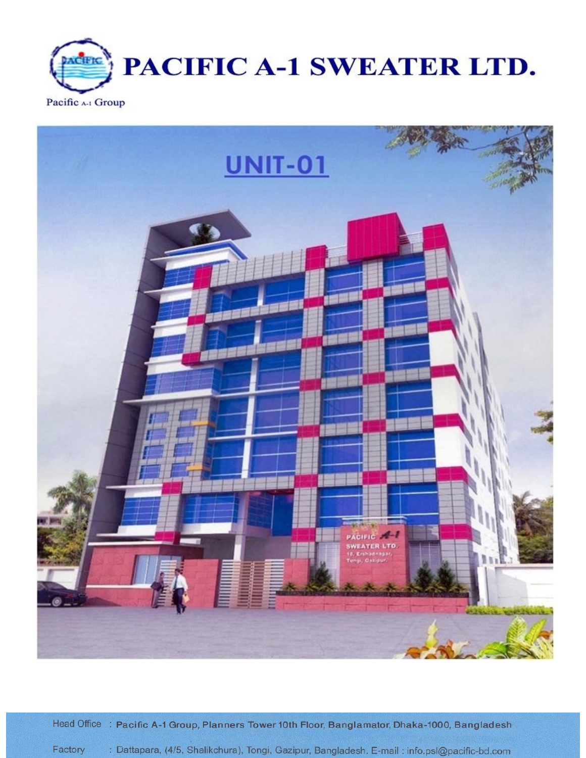# PACIFIC A-1 SWEATER LTD.

Pacific A-1 Group

## UNIT-01

Head Office : Pacific A-1 Group, Planners Tower 10th Floor, Banglamator, Dhaka-1000, Bangladesh

Factory : Dattapara, (4/5, Shalikchura), Tongi, Gazipur, Bangladesh. E-mail : info.psl@pacific-bd.com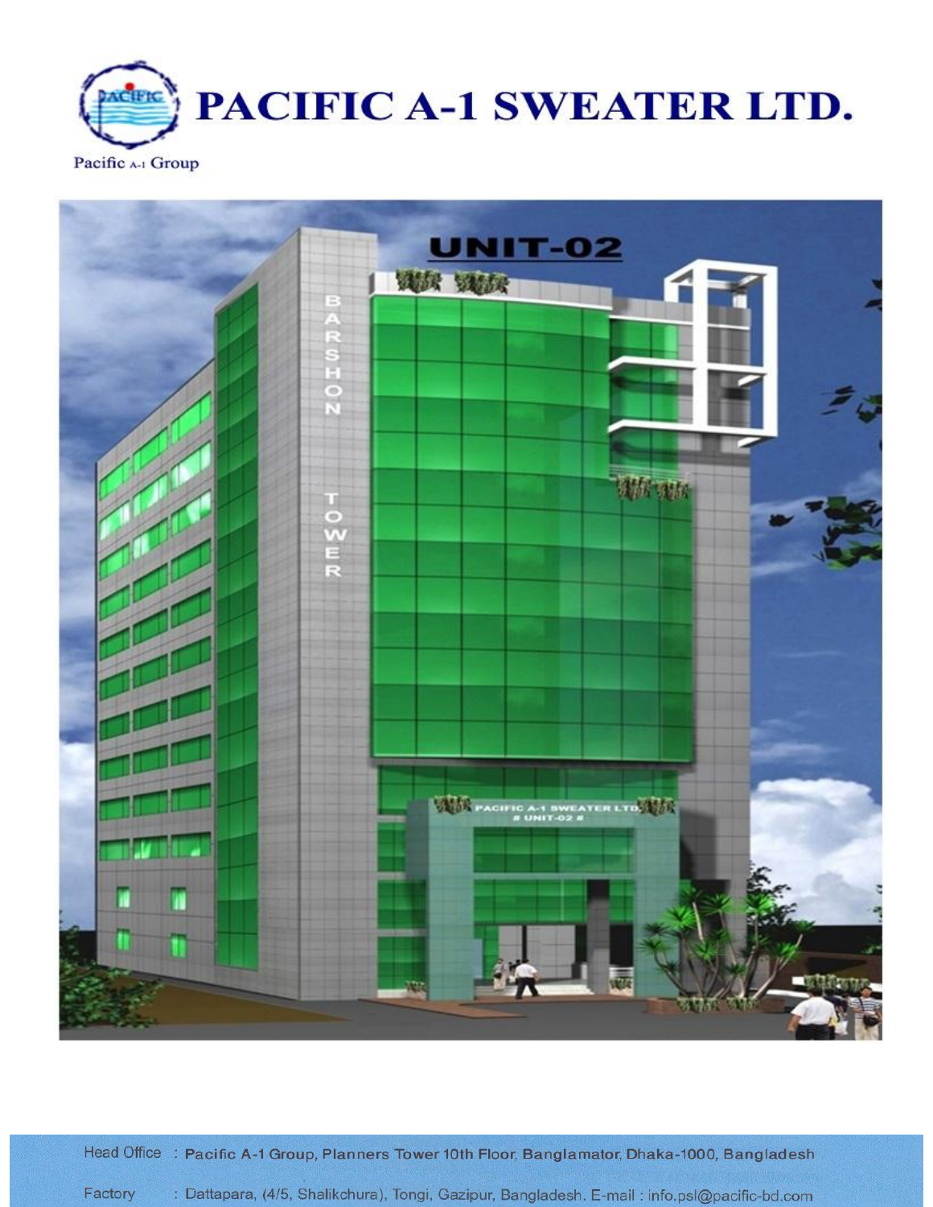# PACIFIC A-1 SWEATER LTD.

Pacific A-1 Group

Head Office : Pacific A-1 Group, Planners Tower 10th Floor, Banglamator, Dhaka-1000, Bangladesh

Factory : Dattapara, (4/5, Shalikchura), Tongi, Gazipur, Bangladesh. E-mail : info.psl@pacific-bd.com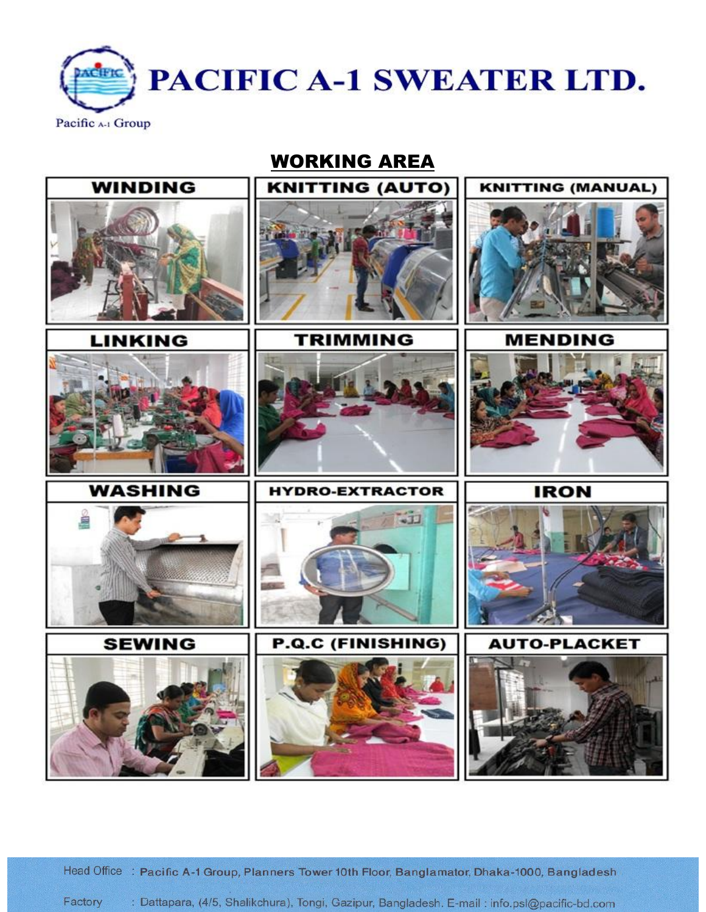# PACIFIC A-1 SWEATER LTD.

Pacific A-1 Group

## WORKING AREA

| WINDING | KNITTING (AUTO) | KNITTING (MANUAL) |
| --- | --- | --- |
| LINKING | TRIMMING | MENDING |
| WASHING | HYDRO-EXTRACTOR | IRON |
| SEWING | P.Q.C (FINISHING) | AUTO-PLACKET |

Head Office : Pacific A-1 Group, Planners Tower 10th Floor, Banglamator, Dhaka-1000, Bangladesh

Factory : Dattapara, (4/5, Shalikchura), Tongi, Gazipur, Bangladesh. E-mail : info.psl@pacific-bd.com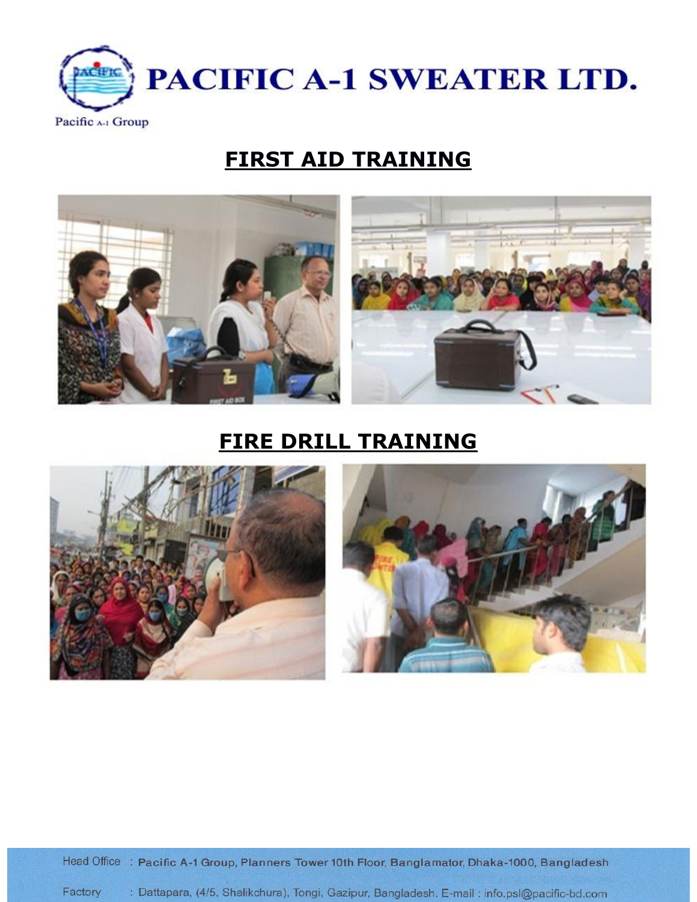# PACIFIC A-1 SWEATER LTD.

Pacific A-1 Group

## FIRST AID TRAINING

## FIRE DRILL TRAINING

Head Office : Pacific A-1 Group, Planners Tower 10th Floor, Banglamator, Dhaka-1000, Bangladesh

Factory : Dattapara, (4/5, Shalikchura), Tongi, Gazipur, Bangladesh. E-mail : info.psl@pacific-bd.com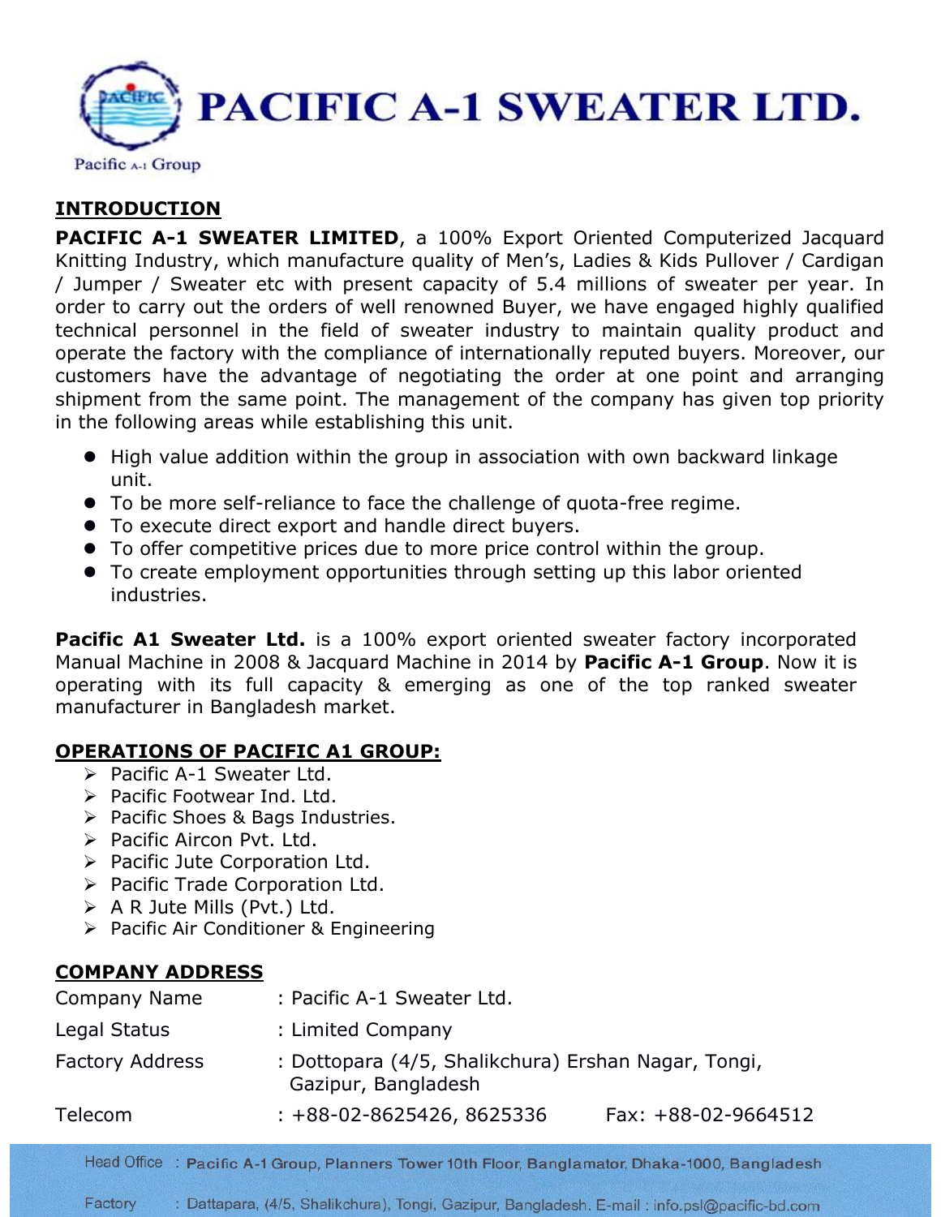# PACIFIC A-1 SWEATER LTD.

Pacific A-1 Group

## INTRODUCTION

**PACIFIC A-1 SWEATER LIMITED**, a 100% Export Oriented Computerized Jacquard Knitting Industry, which manufacture quality of Men's, Ladies & Kids Pullover / Cardigan / Jumper / Sweater etc with present capacity of 5.4 millions of sweater per year. In order to carry out the orders of well renowned Buyer, we have engaged highly qualified technical personnel in the field of sweater industry to maintain quality product and operate the factory with the compliance of internationally reputed buyers. Moreover, our customers have the advantage of negotiating the order at one point and arranging shipment from the same point. The management of the company has given top priority in the following areas while establishing this unit.

- High value addition within the group in association with own backward linkage unit.
- To be more self-reliance to face the challenge of quota-free regime.
- To execute direct export and handle direct buyers.
- To offer competitive prices due to more price control within the group.
- To create employment opportunities through setting up this labor oriented industries.

**Pacific A1 Sweater Ltd.** is a 100% export oriented sweater factory incorporated Manual Machine in 2008 & Jacquard Machine in 2014 by **Pacific A-1 Group**. Now it is operating with its full capacity & emerging as one of the top ranked sweater manufacturer in Bangladesh market.

## OPERATIONS OF PACIFIC A1 GROUP:

- Pacific A-1 Sweater Ltd.
- Pacific Footwear Ind. Ltd.
- Pacific Shoes & Bags Industries.
- Pacific Aircon Pvt. Ltd.
- Pacific Jute Corporation Ltd.
- Pacific Trade Corporation Ltd.
- A R Jute Mills (Pvt.) Ltd.
- Pacific Air Conditioner & Engineering

## COMPANY ADDRESS

| | |
|---|---|
| Company Name | : Pacific A-1 Sweater Ltd. |
| Legal Status | : Limited Company |
| Factory Address | : Dottopara (4/5, Shalikchura) Ershan Nagar, Tongi, Gazipur, Bangladesh |
| Telecom | : +88-02-8625426, 8625336 Fax: +88-02-9664512 |

Head Office : Pacific A-1 Group, Planners Tower 10th Floor, Banglamator, Dhaka-1000, Bangladesh

Factory : Dattapara, (4/5, Shalikchura), Tongi, Gazipur, Bangladesh. E-mail : info.psl@pacific-bd.com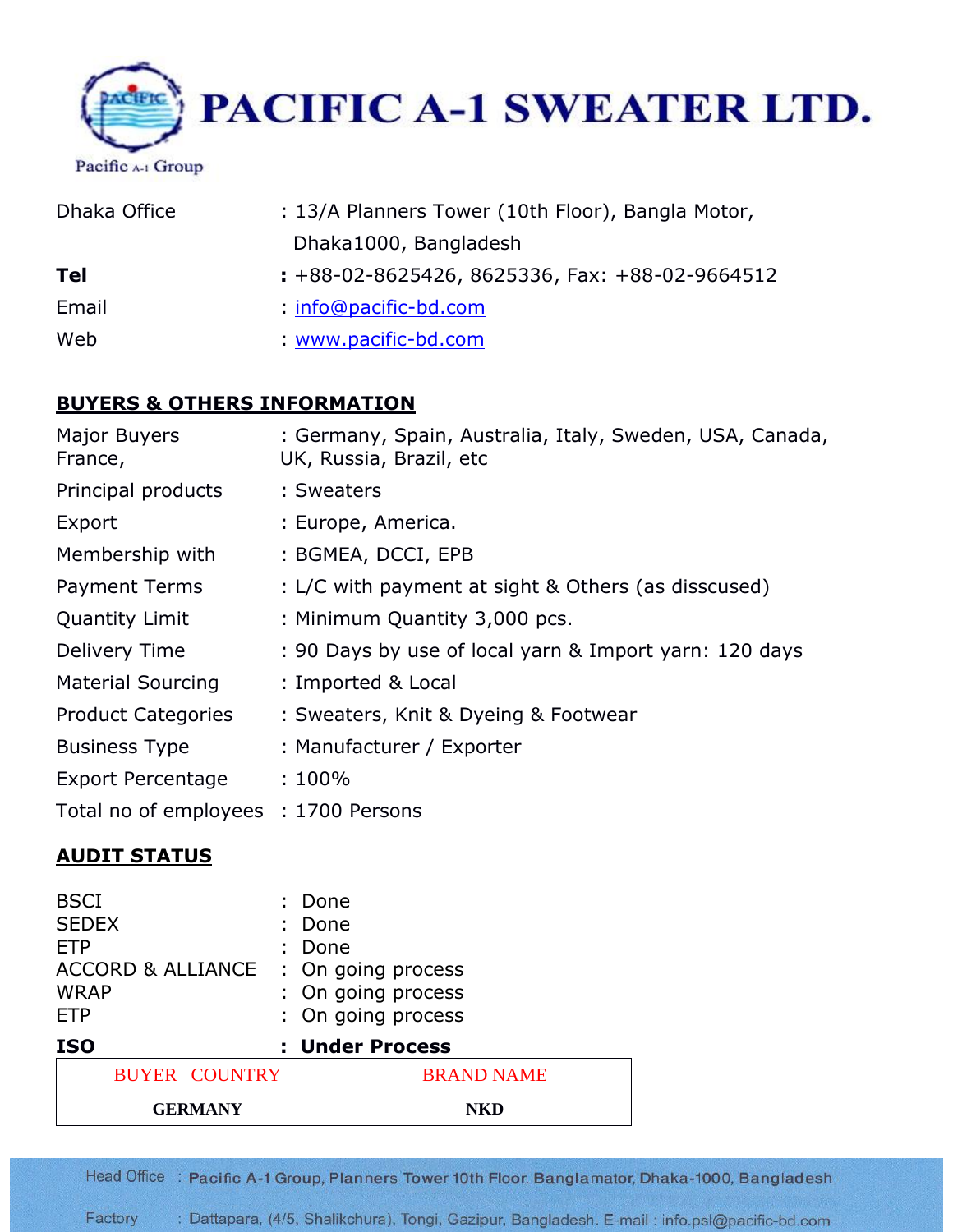# PACIFIC A-1 SWEATER LTD.

Pacific A-1 Group

Dhaka Office : 13/A Planners Tower (10th Floor), Bangla Motor, Dhaka1000, Bangladesh

**Tel** : +88-02-8625426, 8625336, Fax: +88-02-9664512

Email : info@pacific-bd.com

Web : www.pacific-bd.com

## BUYERS & OTHERS INFORMATION

Major Buyers : Germany, Spain, Australia, Italy, Sweden, USA, Canada, France, UK, Russia, Brazil, etc

Principal products : Sweaters

Export : Europe, America.

Membership with : BGMEA, DCCI, EPB

Payment Terms : L/C with payment at sight & Others (as disscused)

Quantity Limit : Minimum Quantity 3,000 pcs.

Delivery Time : 90 Days by use of local yarn & Import yarn: 120 days

Material Sourcing : Imported & Local

Product Categories : Sweaters, Knit & Dyeing & Footwear

Business Type : Manufacturer / Exporter

Export Percentage : 100%

Total no of employees : 1700 Persons

## AUDIT STATUS

BSCI : Done
SEDEX : Done
ETP : Done
ACCORD & ALLIANCE : On going process
WRAP : On going process
ETP : On going process

**ISO : Under Process**

| BUYER COUNTRY | BRAND NAME |
|---|---|
| **GERMANY** | **NKD** |

Head Office : Pacific A-1 Group, Planners Tower 10th Floor, Banglamator, Dhaka-1000, Bangladesh

Factory : Dattapara, (4/5, Shalikchura), Tongi, Gazipur, Bangladesh. E-mail : info.psl@pacific-bd.com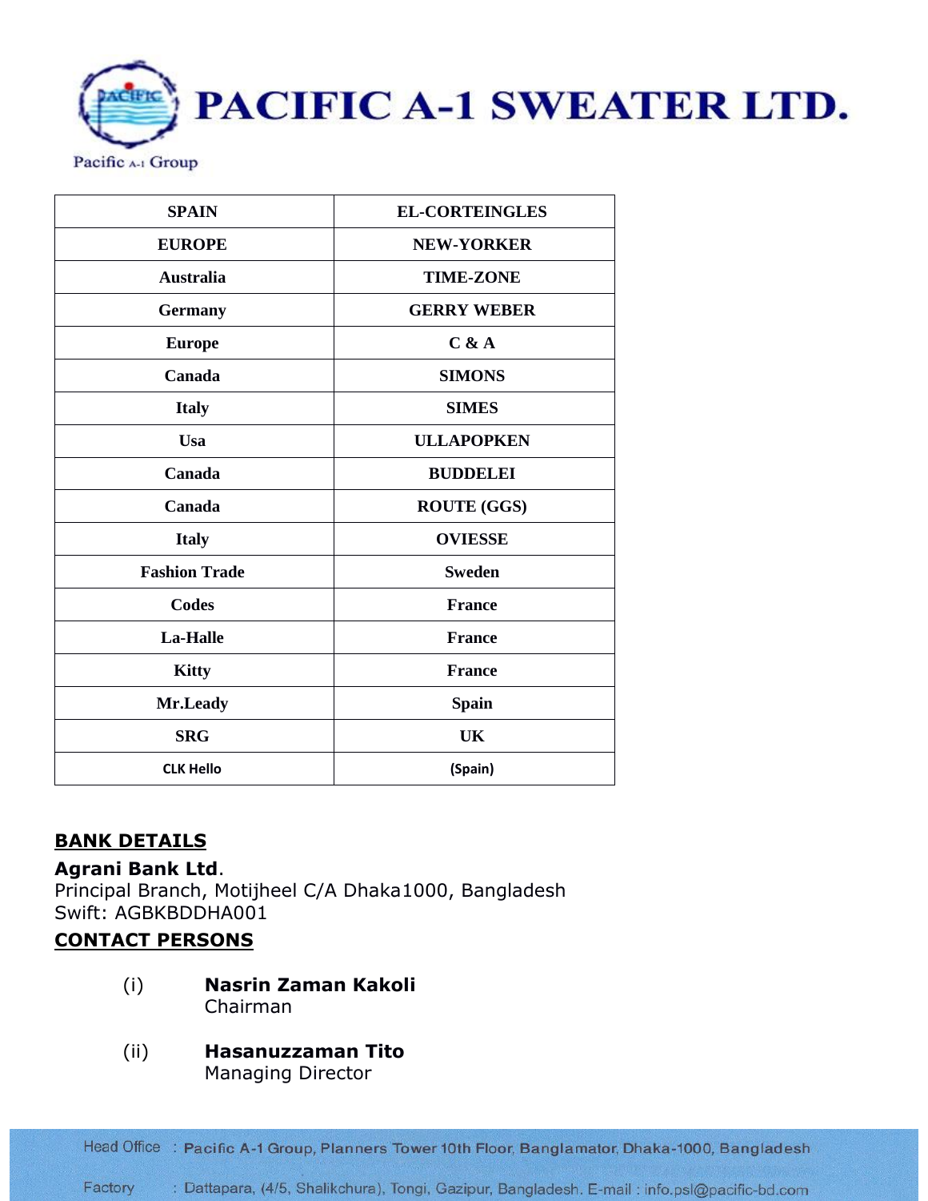# PACIFIC A-1 SWEATER LTD.

Pacific A-1 Group

| SPAIN | EL-CORTEINGLES |
|---|---|
| EUROPE | NEW-YORKER |
| Australia | TIME-ZONE |
| Germany | GERRY WEBER |
| Europe | C & A |
| Canada | SIMONS |
| Italy | SIMES |
| Usa | ULLAPOPKEN |
| Canada | BUDDELEI |
| Canada | ROUTE (GGS) |
| Italy | OVIESSE |
| Fashion Trade | Sweden |
| Codes | France |
| La-Halle | France |
| Kitty | France |
| Mr.Leady | Spain |
| SRG | UK |
| CLK Hello | (Spain) |

## BANK DETAILS

**Agrani Bank Ltd**.
Principal Branch, Motijheel C/A Dhaka1000, Bangladesh
Swift: AGBKBDDHA001

## CONTACT PERSONS

(i) **Nasrin Zaman Kakoli**
Chairman

(ii) **Hasanuzzaman Tito**
Managing Director

Head Office : Pacific A-1 Group, Planners Tower 10th Floor, Banglamator, Dhaka-1000, Bangladesh

Factory : Dattapara, (4/5, Shalikchura), Tongi, Gazipur, Bangladesh. E-mail : info.psl@pacific-bd.com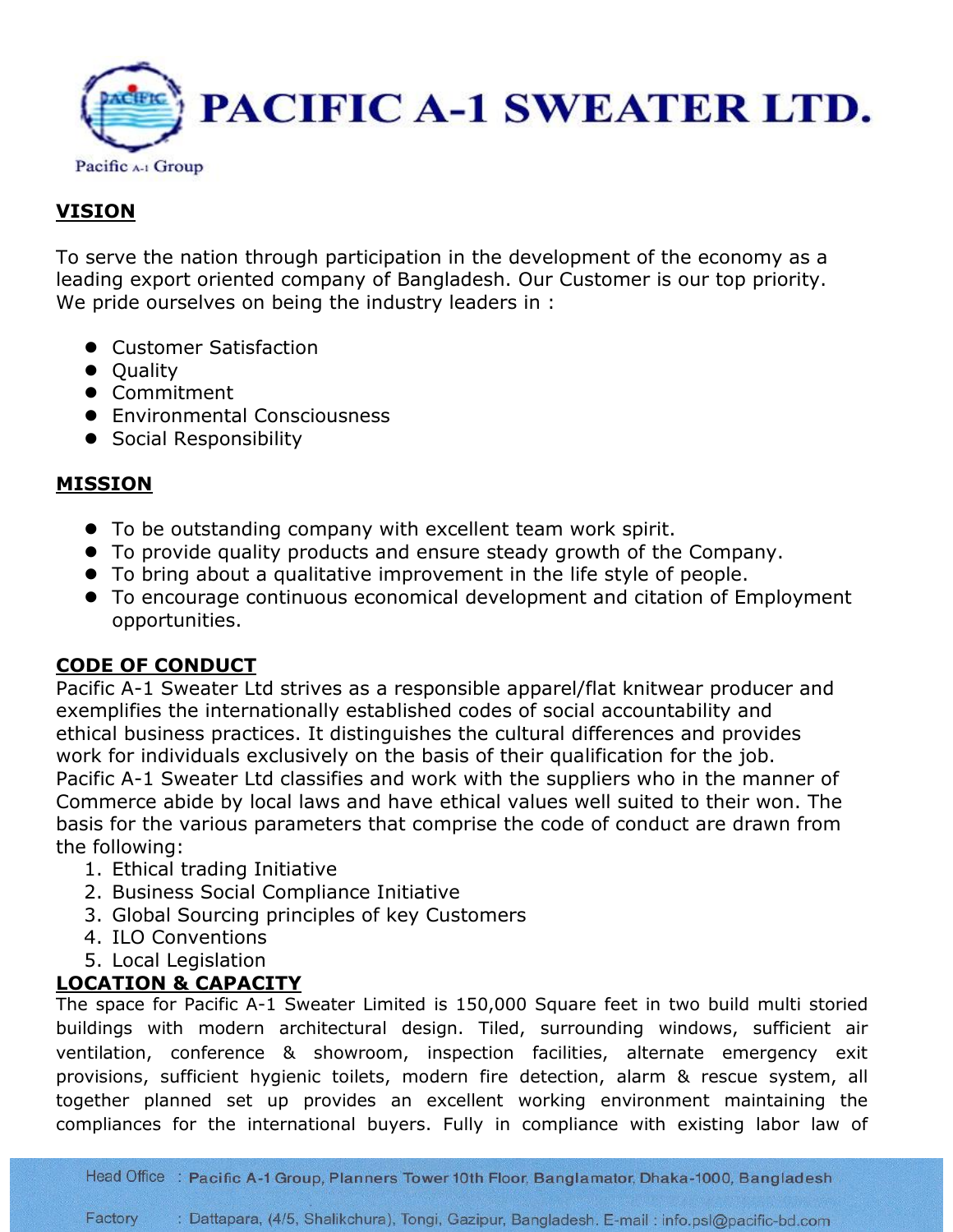# PACIFIC A-1 SWEATER LTD.

Pacific A-1 Group

## VISION

To serve the nation through participation in the development of the economy as a leading export oriented company of Bangladesh. Our Customer is our top priority. We pride ourselves on being the industry leaders in :

- Customer Satisfaction
- Quality
- Commitment
- Environmental Consciousness
- Social Responsibility

## MISSION

- To be outstanding company with excellent team work spirit.
- To provide quality products and ensure steady growth of the Company.
- To bring about a qualitative improvement in the life style of people.
- To encourage continuous economical development and citation of Employment opportunities.

## CODE OF CONDUCT

Pacific A-1 Sweater Ltd strives as a responsible apparel/flat knitwear producer and exemplifies the internationally established codes of social accountability and ethical business practices. It distinguishes the cultural differences and provides work for individuals exclusively on the basis of their qualification for the job. Pacific A-1 Sweater Ltd classifies and work with the suppliers who in the manner of Commerce abide by local laws and have ethical values well suited to their won. The basis for the various parameters that comprise the code of conduct are drawn from the following:

1. Ethical trading Initiative
2. Business Social Compliance Initiative
3. Global Sourcing principles of key Customers
4. ILO Conventions
5. Local Legislation

## LOCATION & CAPACITY

The space for Pacific A-1 Sweater Limited is 150,000 Square feet in two build multi storied buildings with modern architectural design. Tiled, surrounding windows, sufficient air ventilation, conference & showroom, inspection facilities, alternate emergency exit provisions, sufficient hygienic toilets, modern fire detection, alarm & rescue system, all together planned set up provides an excellent working environment maintaining the compliances for the international buyers. Fully in compliance with existing labor law of

Head Office : Pacific A-1 Group, Planners Tower 10th Floor, Banglamator, Dhaka-1000, Bangladesh

Factory : Dattapara, (4/5, Shalikchura), Tongi, Gazipur, Bangladesh. E-mail : info.psl@pacific-bd.com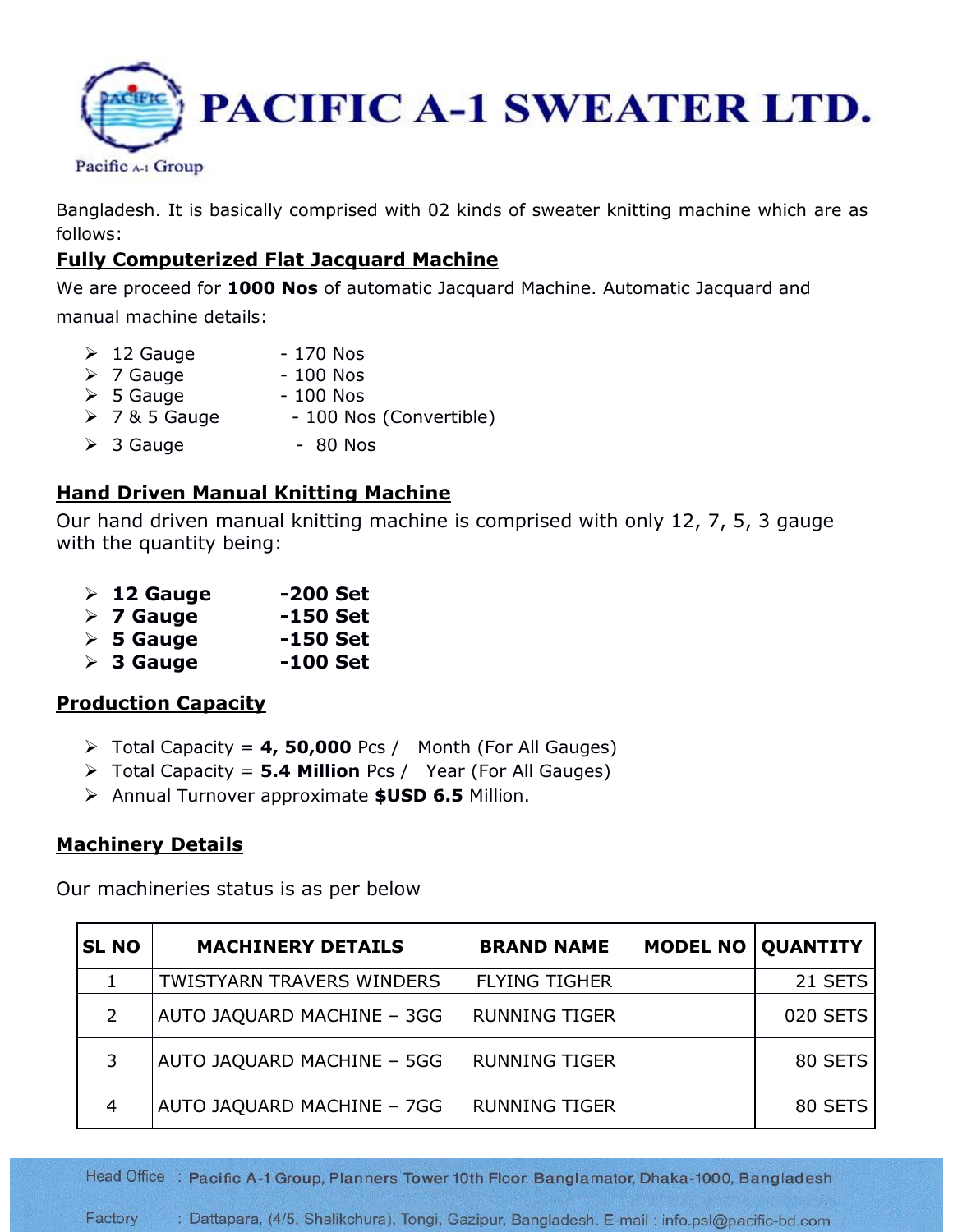Bangladesh. It is basically comprised with 02 kinds of sweater knitting machine which are as follows:

**Fully Computerized Flat Jacquard Machine**

We are proceed for **1000 Nos** of automatic Jacquard Machine. Automatic Jacquard and manual machine details:

- 12 Gauge - 170 Nos
- 7 Gauge - 100 Nos
- 5 Gauge - 100 Nos
- 7 & 5 Gauge - 100 Nos (Convertible)
- 3 Gauge - 80 Nos

**Hand Driven Manual Knitting Machine**

Our hand driven manual knitting machine is comprised with only 12, 7, 5, 3 gauge with the quantity being:

- **12 Gauge -200 Set**
- **7 Gauge -150 Set**
- **5 Gauge -150 Set**
- **3 Gauge -100 Set**

**Production Capacity**

- Total Capacity = **4, 50,000** Pcs / Month (For All Gauges)
- Total Capacity = **5.4 Million** Pcs / Year (For All Gauges)
- Annual Turnover approximate **$USD 6.5** Million.

**Machinery Details**

Our machineries status is as per below

| SL NO | MACHINERY DETAILS | BRAND NAME | MODEL NO | QUANTITY |
|---|---|---|---|---|
| 1 | TWISTYARN TRAVERS WINDERS | FLYING TIGHER | | 21 SETS |
| 2 | AUTO JAQUARD MACHINE – 3GG | RUNNING TIGER | | 020 SETS |
| 3 | AUTO JAQUARD MACHINE – 5GG | RUNNING TIGER | | 80 SETS |
| 4 | AUTO JAQUARD MACHINE – 7GG | RUNNING TIGER | | 80 SETS |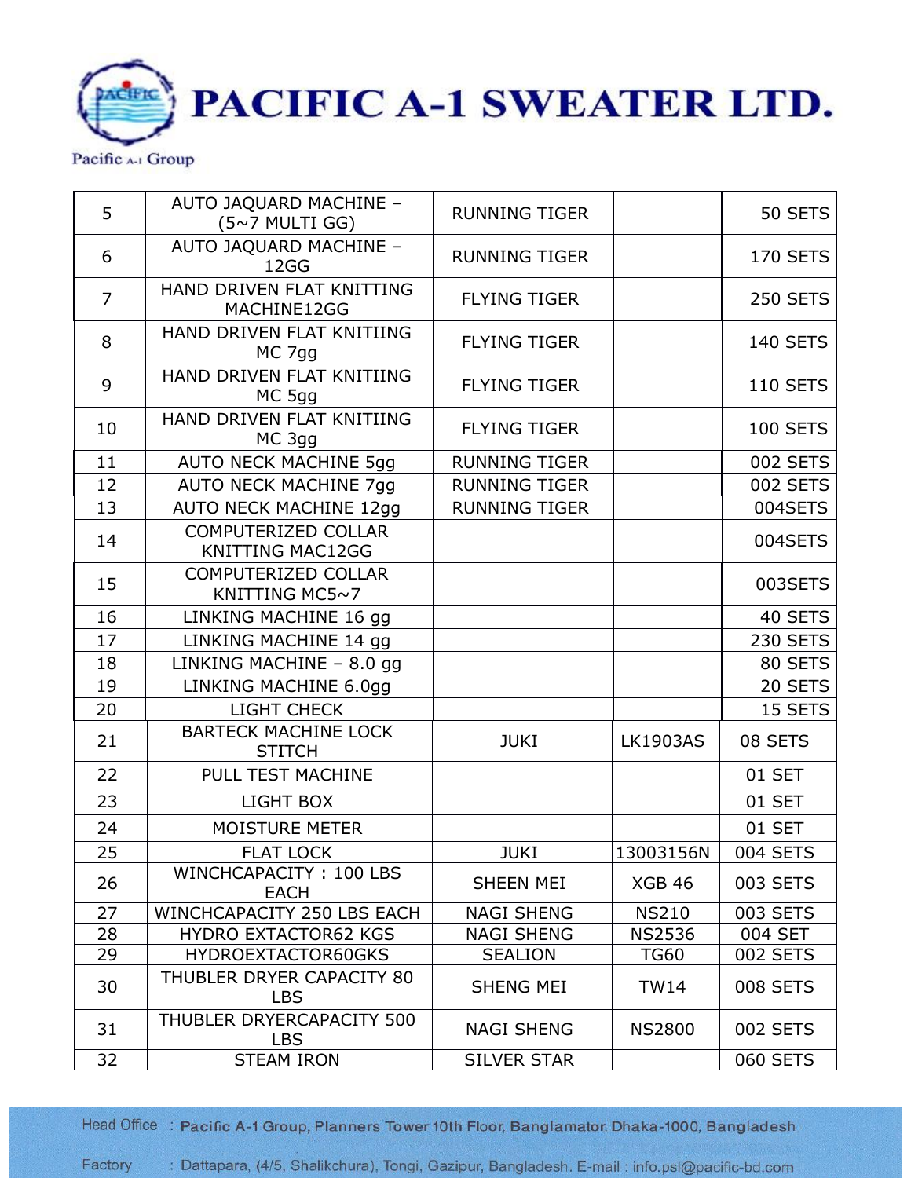# PACIFIC A-1 SWEATER LTD.

Pacific A-1 Group

| | | | | |
|---|---|---|---|---|
| 5 | AUTO JAQUARD MACHINE – (5~7 MULTI GG) | RUNNING TIGER | | 50 SETS |
| 6 | AUTO JAQUARD MACHINE – 12GG | RUNNING TIGER | | 170 SETS |
| 7 | HAND DRIVEN FLAT KNITTING MACHINE12GG | FLYING TIGER | | 250 SETS |
| 8 | HAND DRIVEN FLAT KNITIING MC 7gg | FLYING TIGER | | 140 SETS |
| 9 | HAND DRIVEN FLAT KNITIING MC 5gg | FLYING TIGER | | 110 SETS |
| 10 | HAND DRIVEN FLAT KNITIING MC 3gg | FLYING TIGER | | 100 SETS |
| 11 | AUTO NECK MACHINE 5gg | RUNNING TIGER | | 002 SETS |
| 12 | AUTO NECK MACHINE 7gg | RUNNING TIGER | | 002 SETS |
| 13 | AUTO NECK MACHINE 12gg | RUNNING TIGER | | 004SETS |
| 14 | COMPUTERIZED COLLAR KNITTING MAC12GG | | | 004SETS |
| 15 | COMPUTERIZED COLLAR KNITTING MC5~7 | | | 003SETS |
| 16 | LINKING MACHINE 16 gg | | | 40 SETS |
| 17 | LINKING MACHINE 14 gg | | | 230 SETS |
| 18 | LINKING MACHINE – 8.0 gg | | | 80 SETS |
| 19 | LINKING MACHINE 6.0gg | | | 20 SETS |
| 20 | LIGHT CHECK | | | 15 SETS |
| 21 | BARTECK MACHINE LOCK STITCH | JUKI | LK1903AS | 08 SETS |
| 22 | PULL TEST MACHINE | | | 01 SET |
| 23 | LIGHT BOX | | | 01 SET |
| 24 | MOISTURE METER | | | 01 SET |
| 25 | FLAT LOCK | JUKI | 13003156N | 004 SETS |
| 26 | WINCHCAPACITY : 100 LBS EACH | SHEEN MEI | XGB 46 | 003 SETS |
| 27 | WINCHCAPACITY 250 LBS EACH | NAGI SHENG | NS210 | 003 SETS |
| 28 | HYDRO EXTACTOR62 KGS | NAGI SHENG | NS2536 | 004 SET |
| 29 | HYDROEXTACTOR60GKS | SEALION | TG60 | 002 SETS |
| 30 | THUBLER DRYER CAPACITY 80 LBS | SHENG MEI | TW14 | 008 SETS |
| 31 | THUBLER DRYERCAPACITY 500 LBS | NAGI SHENG | NS2800 | 002 SETS |
| 32 | STEAM IRON | SILVER STAR | | 060 SETS |

Head Office : Pacific A-1 Group, Planners Tower 10th Floor, Banglamator, Dhaka-1000, Bangladesh

Factory : Dattapara, (4/5, Shalikchura), Tongi, Gazipur, Bangladesh. E-mail : info.psl@pacific-bd.com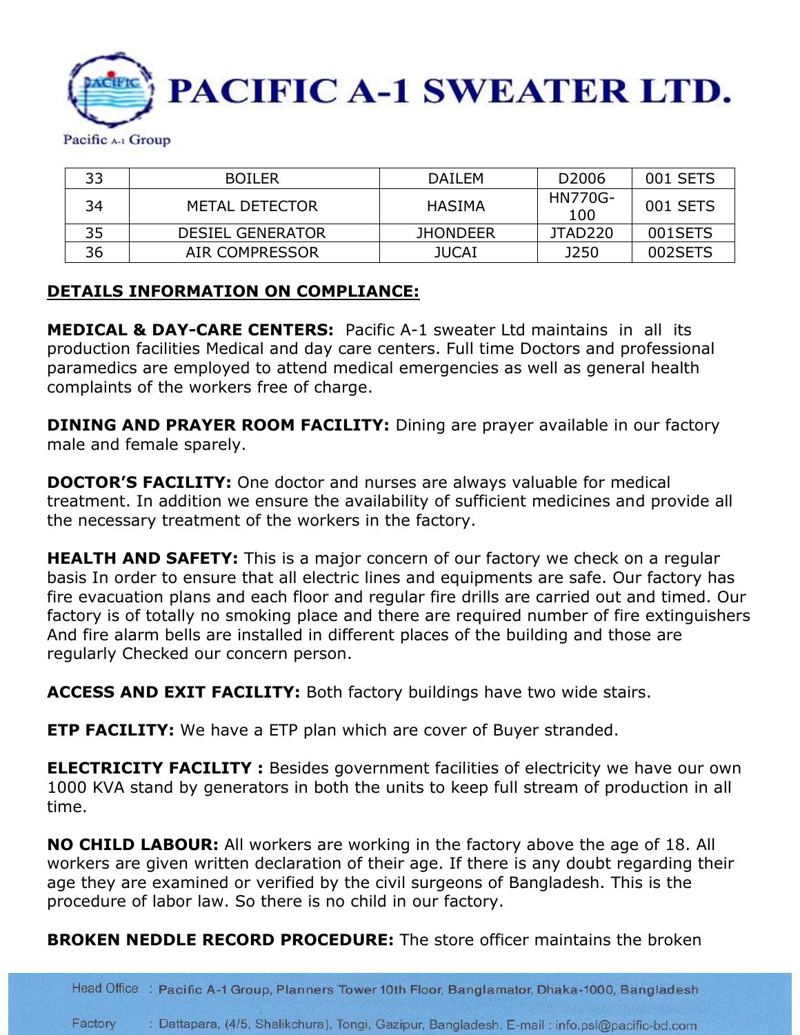| 33 | BOILER | DAILEM | D2006 | 001 SETS |
| --- | --- | --- | --- | --- |
| 34 | METAL DETECTOR | HASIMA | HN770G-100 | 001 SETS |
| 35 | DESIEL GENERATOR | JHONDEER | JTAD220 | 001SETS |
| 36 | AIR COMPRESSOR | JUCAI | J250 | 002SETS |

**DETAILS INFORMATION ON COMPLIANCE:**

**MEDICAL & DAY-CARE CENTERS:** Pacific A-1 sweater Ltd maintains in all its production facilities Medical and day care centers. Full time Doctors and professional paramedics are employed to attend medical emergencies as well as general health complaints of the workers free of charge.

**DINING AND PRAYER ROOM FACILITY:** Dining are prayer available in our factory male and female sparely.

**DOCTOR'S FACILITY:** One doctor and nurses are always valuable for medical treatment. In addition we ensure the availability of sufficient medicines and provide all the necessary treatment of the workers in the factory.

**HEALTH AND SAFETY:** This is a major concern of our factory we check on a regular basis In order to ensure that all electric lines and equipments are safe. Our factory has fire evacuation plans and each floor and regular fire drills are carried out and timed. Our factory is of totally no smoking place and there are required number of fire extinguishers And fire alarm bells are installed in different places of the building and those are regularly Checked our concern person.

**ACCESS AND EXIT FACILITY:** Both factory buildings have two wide stairs.

**ETP FACILITY:** We have a ETP plan which are cover of Buyer stranded.

**ELECTRICITY FACILITY :** Besides government facilities of electricity we have our own 1000 KVA stand by generators in both the units to keep full stream of production in all time.

**NO CHILD LABOUR:** All workers are working in the factory above the age of 18. All workers are given written declaration of their age. If there is any doubt regarding their age they are examined or verified by the civil surgeons of Bangladesh. This is the procedure of labor law. So there is no child in our factory.

**BROKEN NEDDLE RECORD PROCEDURE:** The store officer maintains the broken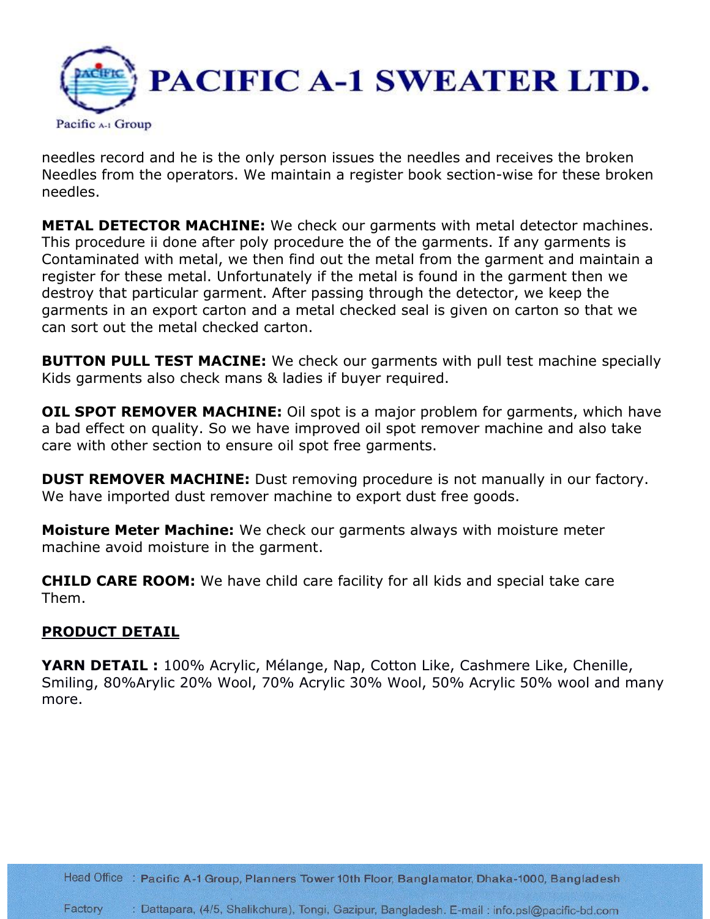needles record and he is the only person issues the needles and receives the broken Needles from the operators. We maintain a register book section-wise for these broken needles.

**METAL DETECTOR MACHINE:** We check our garments with metal detector machines. This procedure ii done after poly procedure the of the garments. If any garments is Contaminated with metal, we then find out the metal from the garment and maintain a register for these metal. Unfortunately if the metal is found in the garment then we destroy that particular garment. After passing through the detector, we keep the garments in an export carton and a metal checked seal is given on carton so that we can sort out the metal checked carton.

**BUTTON PULL TEST MACINE:** We check our garments with pull test machine specially Kids garments also check mans & ladies if buyer required.

**OIL SPOT REMOVER MACHINE:** Oil spot is a major problem for garments, which have a bad effect on quality. So we have improved oil spot remover machine and also take care with other section to ensure oil spot free garments.

**DUST REMOVER MACHINE:** Dust removing procedure is not manually in our factory. We have imported dust remover machine to export dust free goods.

**Moisture Meter Machine:** We check our garments always with moisture meter machine avoid moisture in the garment.

**CHILD CARE ROOM:** We have child care facility for all kids and special take care Them.

## PRODUCT DETAIL

**YARN DETAIL :** 100% Acrylic, Mélange, Nap, Cotton Like, Cashmere Like, Chenille, Smiling, 80%Arylic 20% Wool, 70% Acrylic 30% Wool, 50% Acrylic 50% wool and many more.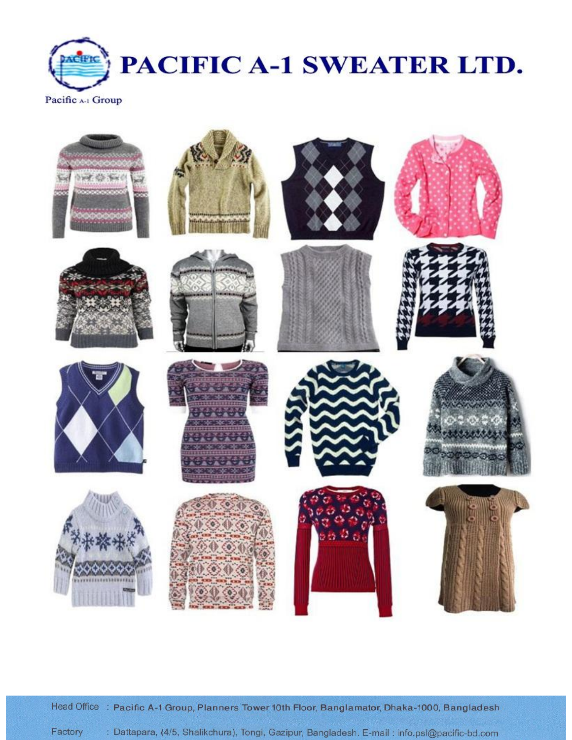# PACIFIC A-1 SWEATER LTD.

Pacific A-1 Group

Head Office : Pacific A-1 Group, Planners Tower 10th Floor, Banglamator, Dhaka-1000, Bangladesh

Factory : Dattapara, (4/5, Shalikchura), Tongi, Gazipur, Bangladesh. E-mail : info.psl@pacific-bd.com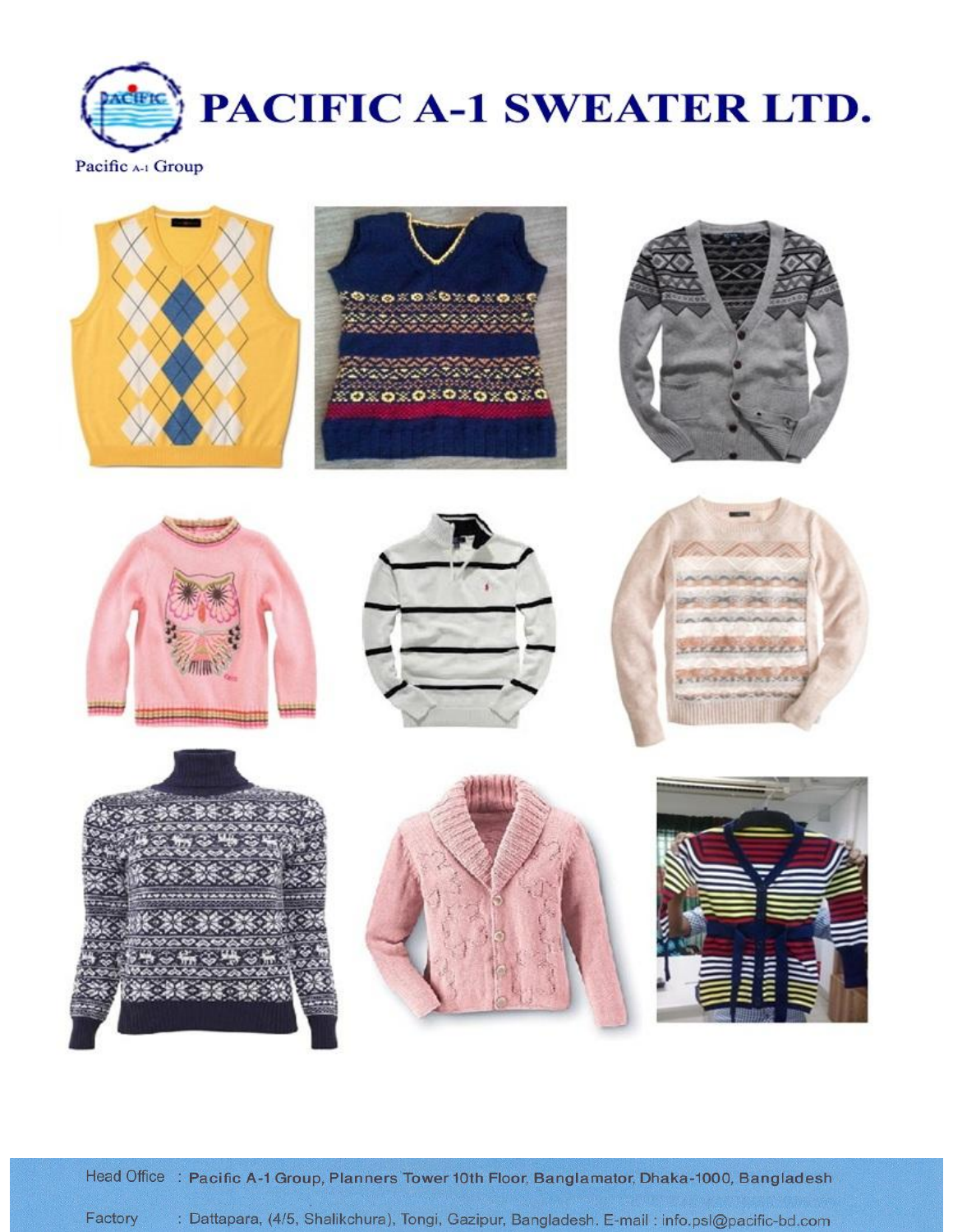# PACIFIC A-1 SWEATER LTD.

Pacific A-1 Group

Head Office : Pacific A-1 Group, Planners Tower 10th Floor, Banglamator, Dhaka-1000, Bangladesh

Factory : Dattapara, (4/5, Shalikchura), Tongi, Gazipur, Bangladesh. E-mail : info.psl@pacific-bd.com